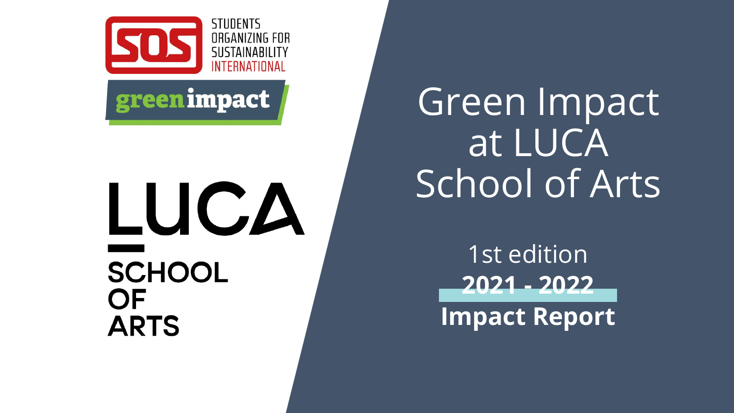STUDENTS ORGANIZING FOR SUSTAINABILITY INTERNATIONAL

green impact

LUCA SCHOOL OF ARTS

# Green Impact at LUCA School of Arts

1st edition

**2021 - 2022**

**Impact Report**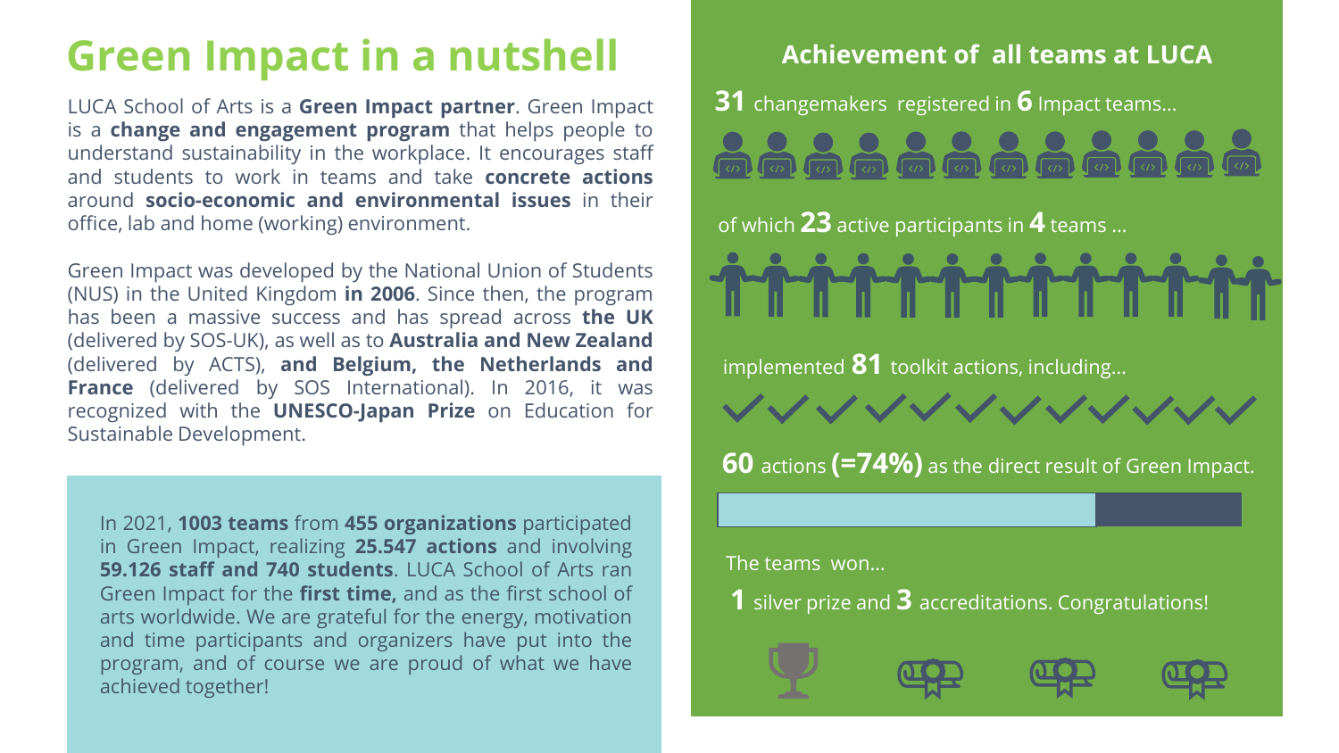# Green Impact in a nutshell

LUCA School of Arts is a **Green Impact partner**. Green Impact is a **change and engagement program** that helps people to understand sustainability in the workplace. It encourages staff and students to work in teams and take **concrete actions** around **socio-economic and environmental issues** in their office, lab and home (working) environment.

Green Impact was developed by the National Union of Students (NUS) in the United Kingdom **in 2006**. Since then, the program has been a massive success and has spread across **the UK** (delivered by SOS-UK), as well as to **Australia and New Zealand** (delivered by ACTS), **and Belgium, the Netherlands and France** (delivered by SOS International). In 2016, it was recognized with the **UNESCO-Japan Prize** on Education for Sustainable Development.

In 2021, **1003 teams** from **455 organizations** participated in Green Impact, realizing **25.547 actions** and involving **59.126 staff and 740 students**. LUCA School of Arts ran Green Impact for the **first time,** and as the first school of arts worldwide. We are grateful for the energy, motivation and time participants and organizers have put into the program, and of course we are proud of what we have achieved together!

## Achievement of all teams at LUCA

**31** changemakers registered in **6** Impact teams...

of which **23** active participants in **4** teams ...

implemented **81** toolkit actions, including...

**60** actions **(=74%)** as the direct result of Green Impact.

The teams won...

**1** silver prize and **3** accreditations. Congratulations!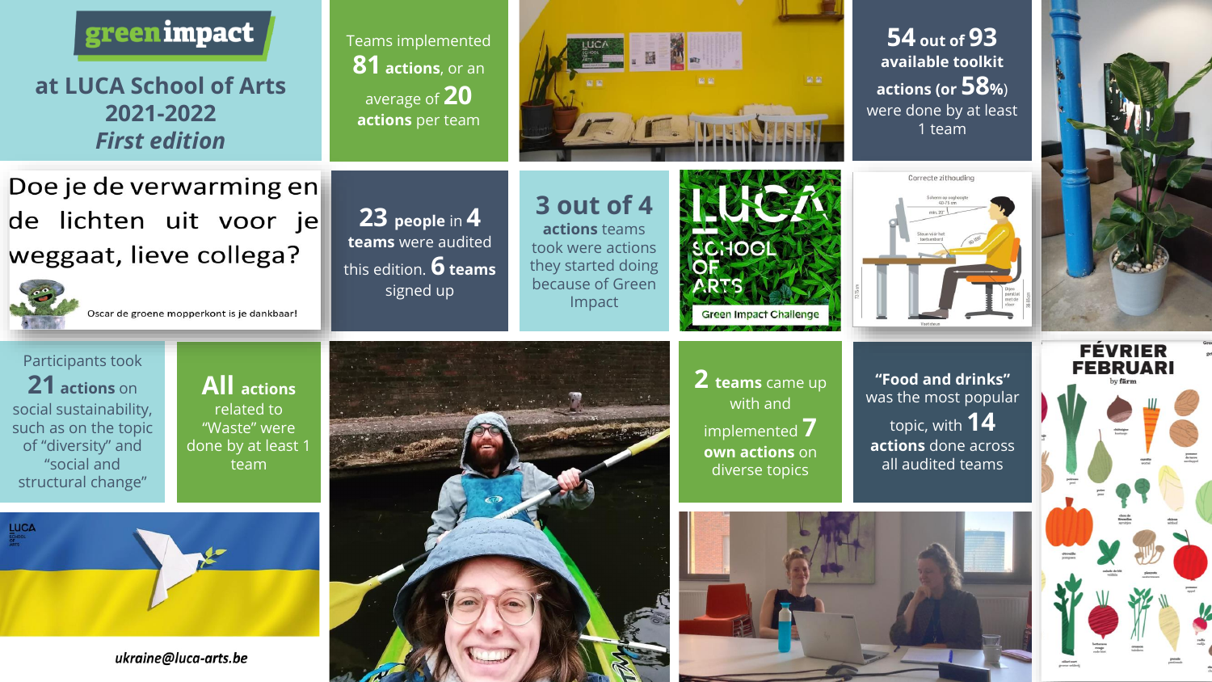# green impact

## at LUCA School of Arts 2021-2022 *First edition*

Teams implemented **81 actions**, or an average of **20 actions** per team

**54** out of **93** available toolkit actions (or **58%**) were done by at least 1 team

Doe je de verwarming en de lichten uit voor je weggaat, lieve collega?

Oscar de groene mopperkont is je dankbaar!

**23** people in **4** teams were audited this edition. **6** teams signed up

**3 out of 4** actions teams took were actions they started doing because of Green Impact

LUCA SCHOOL OF ARTS

Green Impact Challenge

Participants took **21** actions on social sustainability, such as on the topic of "diversity" and "social and structural change"

**All** actions related to "Waste" were done by at least 1 team

**2** teams came up with and implemented **7** own actions on diverse topics

**"Food and drinks"** was the most popular topic, with **14** actions done across all audited teams

*ukraine@luca-arts.be*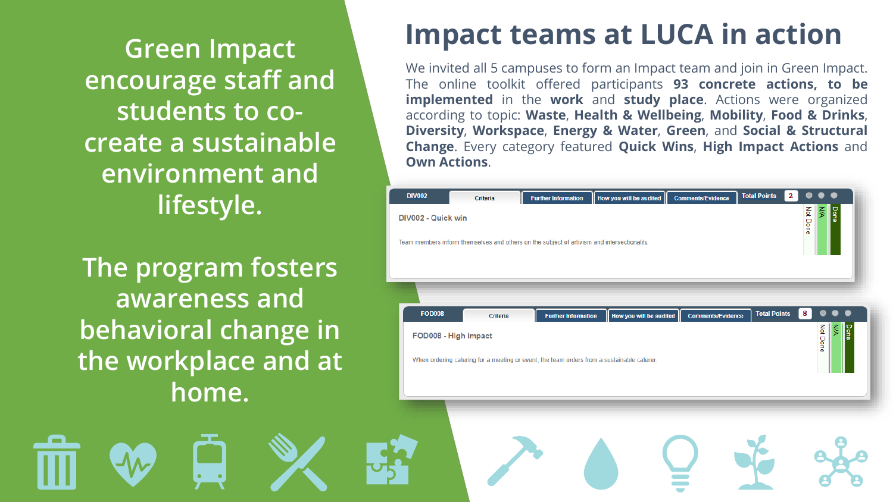Green Impact encourage staff and students to co-create a sustainable environment and lifestyle.

The program fosters awareness and behavioral change in the workplace and at home.

# Impact teams at LUCA in action

We invited all 5 campuses to form an Impact team and join in Green Impact. The online toolkit offered participants **93 concrete actions, to be implemented** in the **work** and **study place**. Actions were organized according to topic: **Waste**, **Health & Wellbeing**, **Mobility**, **Food & Drinks**, **Diversity**, **Workspace**, **Energy & Water**, **Green**, and **Social & Structural Change**. Every category featured **Quick Wins**, **High Impact Actions** and **Own Actions**.

DIV002 | Criteria | Further Information | How you will be audited | Comments/Evidence | Total Points 2

DIV002 - Quick win

Team members inform themselves and others on the subject of artivism and intersectionality.

Not Done | N/A | Done

FOD008 | Criteria | Further Information | How you will be audited | Comments/Evidence | Total Points 8

FOD008 - High impact

When ordering catering for a meeting or event, the team orders from a sustainable caterer.

Not Done | N/A | Done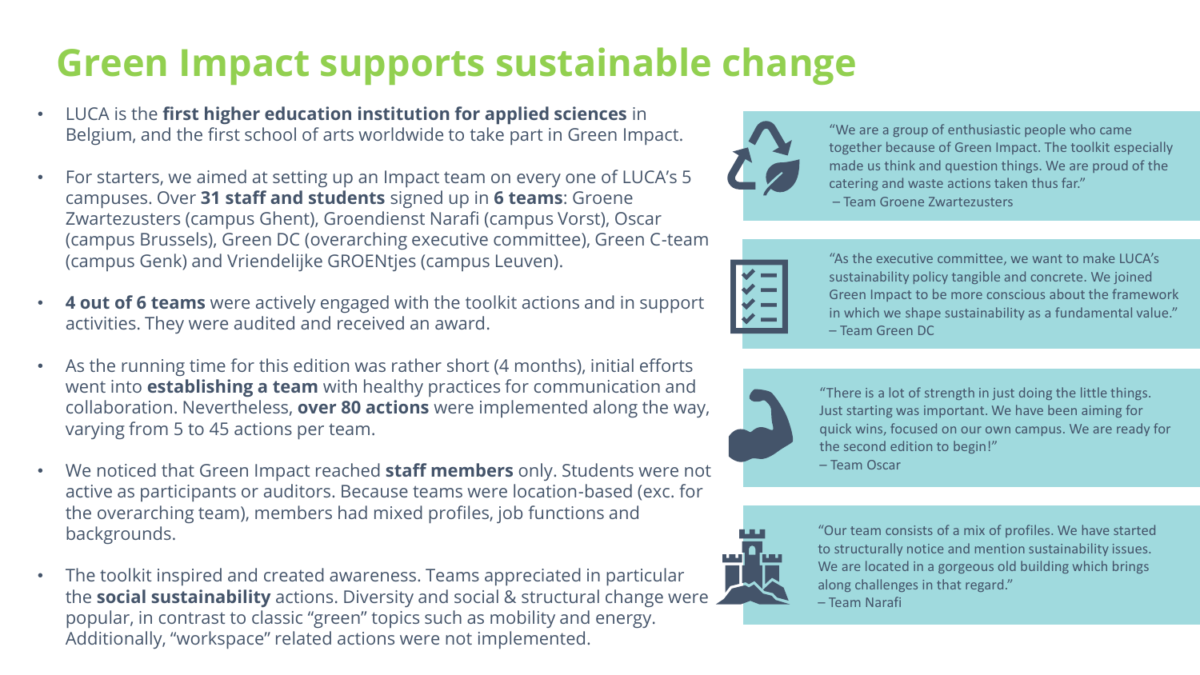# Green Impact supports sustainable change

- LUCA is the **first higher education institution for applied sciences** in Belgium, and the first school of arts worldwide to take part in Green Impact.
- For starters, we aimed at setting up an Impact team on every one of LUCA's 5 campuses. Over **31 staff and students** signed up in **6 teams**: Groene Zwartezusters (campus Ghent), Groendienst Narafi (campus Vorst), Oscar (campus Brussels), Green DC (overarching executive committee), Green C-team (campus Genk) and Vriendelijke GROENtjes (campus Leuven).
- **4 out of 6 teams** were actively engaged with the toolkit actions and in support activities. They were audited and received an award.
- As the running time for this edition was rather short (4 months), initial efforts went into **establishing a team** with healthy practices for communication and collaboration. Nevertheless, **over 80 actions** were implemented along the way, varying from 5 to 45 actions per team.
- We noticed that Green Impact reached **staff members** only. Students were not active as participants or auditors. Because teams were location-based (exc. for the overarching team), members had mixed profiles, job functions and backgrounds.
- The toolkit inspired and created awareness. Teams appreciated in particular the **social sustainability** actions. Diversity and social & structural change were popular, in contrast to classic "green" topics such as mobility and energy. Additionally, "workspace" related actions were not implemented.

"We are a group of enthusiastic people who came together because of Green Impact. The toolkit especially made us think and question things. We are proud of the catering and waste actions taken thus far."
– Team Groene Zwartezusters

"As the executive committee, we want to make LUCA's sustainability policy tangible and concrete. We joined Green Impact to be more conscious about the framework in which we shape sustainability as a fundamental value."
– Team Green DC

"There is a lot of strength in just doing the little things. Just starting was important. We have been aiming for quick wins, focused on our own campus. We are ready for the second edition to begin!"
– Team Oscar

"Our team consists of a mix of profiles. We have started to structurally notice and mention sustainability issues. We are located in a gorgeous old building which brings along challenges in that regard."
– Team Narafi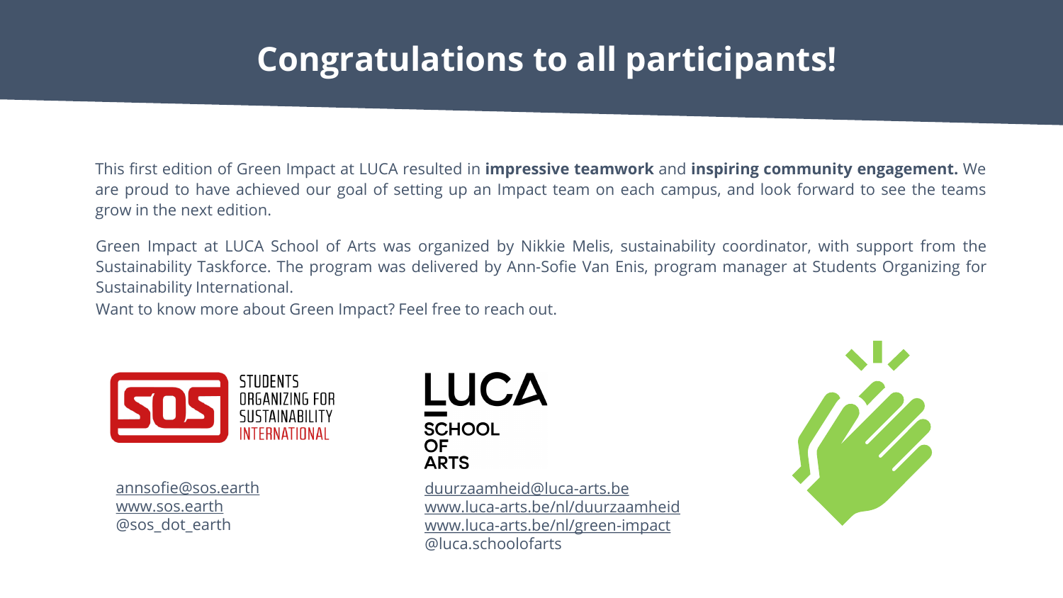# Congratulations to all participants!

This first edition of Green Impact at LUCA resulted in **impressive teamwork** and **inspiring community engagement.** We are proud to have achieved our goal of setting up an Impact team on each campus, and look forward to see the teams grow in the next edition.

Green Impact at LUCA School of Arts was organized by Nikkie Melis, sustainability coordinator, with support from the Sustainability Taskforce. The program was delivered by Ann-Sofie Van Enis, program manager at Students Organizing for Sustainability International.

Want to know more about Green Impact? Feel free to reach out.

SOS STUDENTS ORGANIZING FOR SUSTAINABILITY INTERNATIONAL

annsofie@sos.earth
www.sos.earth
@sos_dot_earth

LUCA SCHOOL OF ARTS

duurzaamheid@luca-arts.be
www.luca-arts.be/nl/duurzaamheid
www.luca-arts.be/nl/green-impact
@luca.schoolofarts